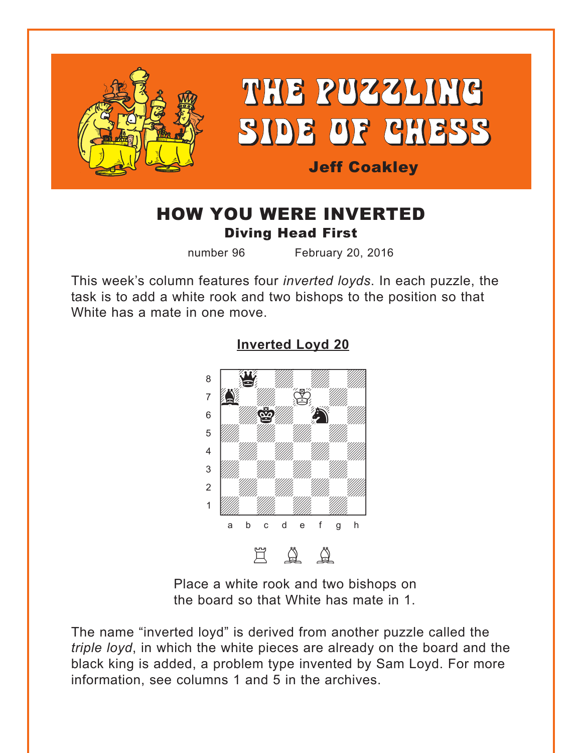# THE PUZZLING SIDE OF CHESS

**Jeff Coakley**

## HOW YOU WERE INVERTED

### Diving Head First

number 96 February 20, 2016

This week's column features four *inverted loyds*. In each puzzle, the task is to add a white rook and two bishops to the position so that White has a mate in one move.

**Inverted Loyd 20**

Place a white rook and two bishops on the board so that White has mate in 1.

The name "inverted loyd" is derived from another puzzle called the *triple loyd*, in which the white pieces are already on the board and the black king is added, a problem type invented by Sam Loyd. For more information, see columns 1 and 5 in the archives.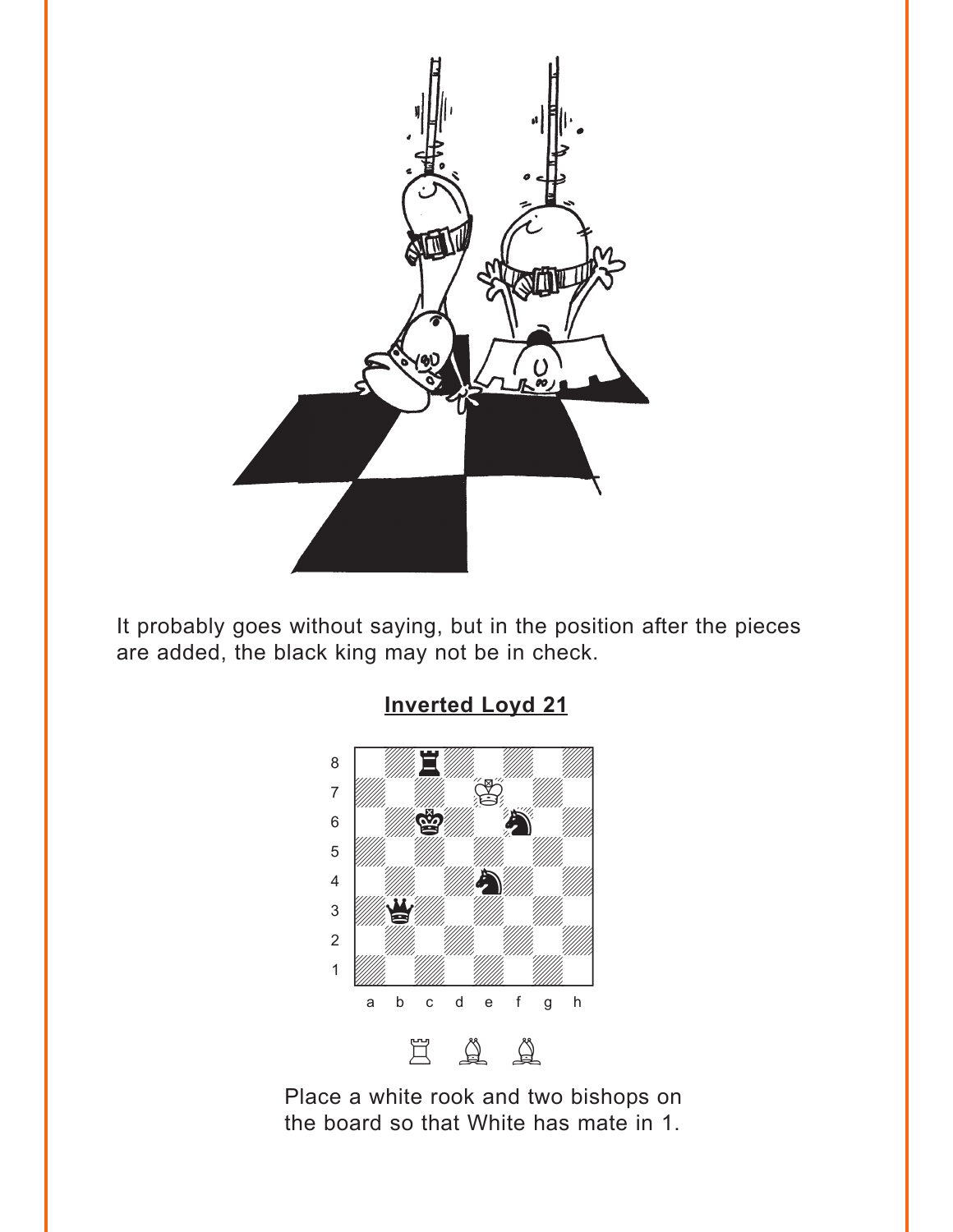It probably goes without saying, but in the position after the pieces are added, the black king may not be in check.

## Inverted Loyd 21

Place a white rook and two bishops on the board so that White has mate in 1.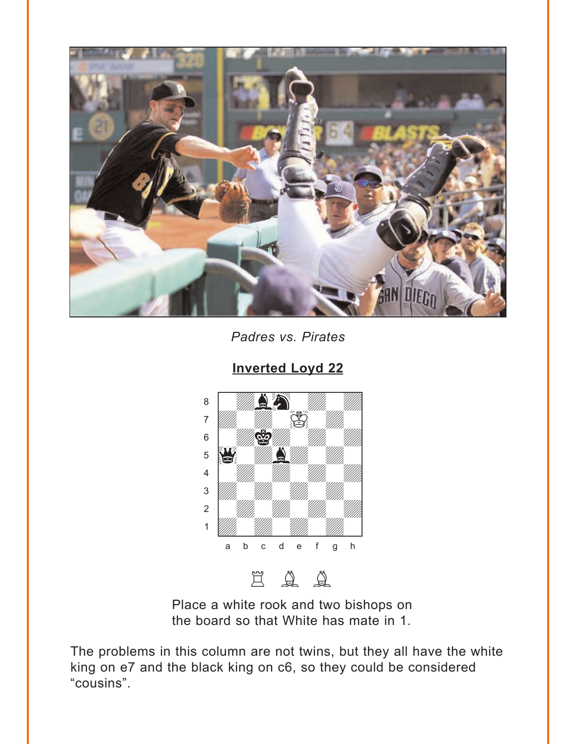*Padres vs. Pirates*

**Inverted Loyd 22**

Place a white rook and two bishops on the board so that White has mate in 1.

The problems in this column are not twins, but they all have the white king on e7 and the black king on c6, so they could be considered “cousins”.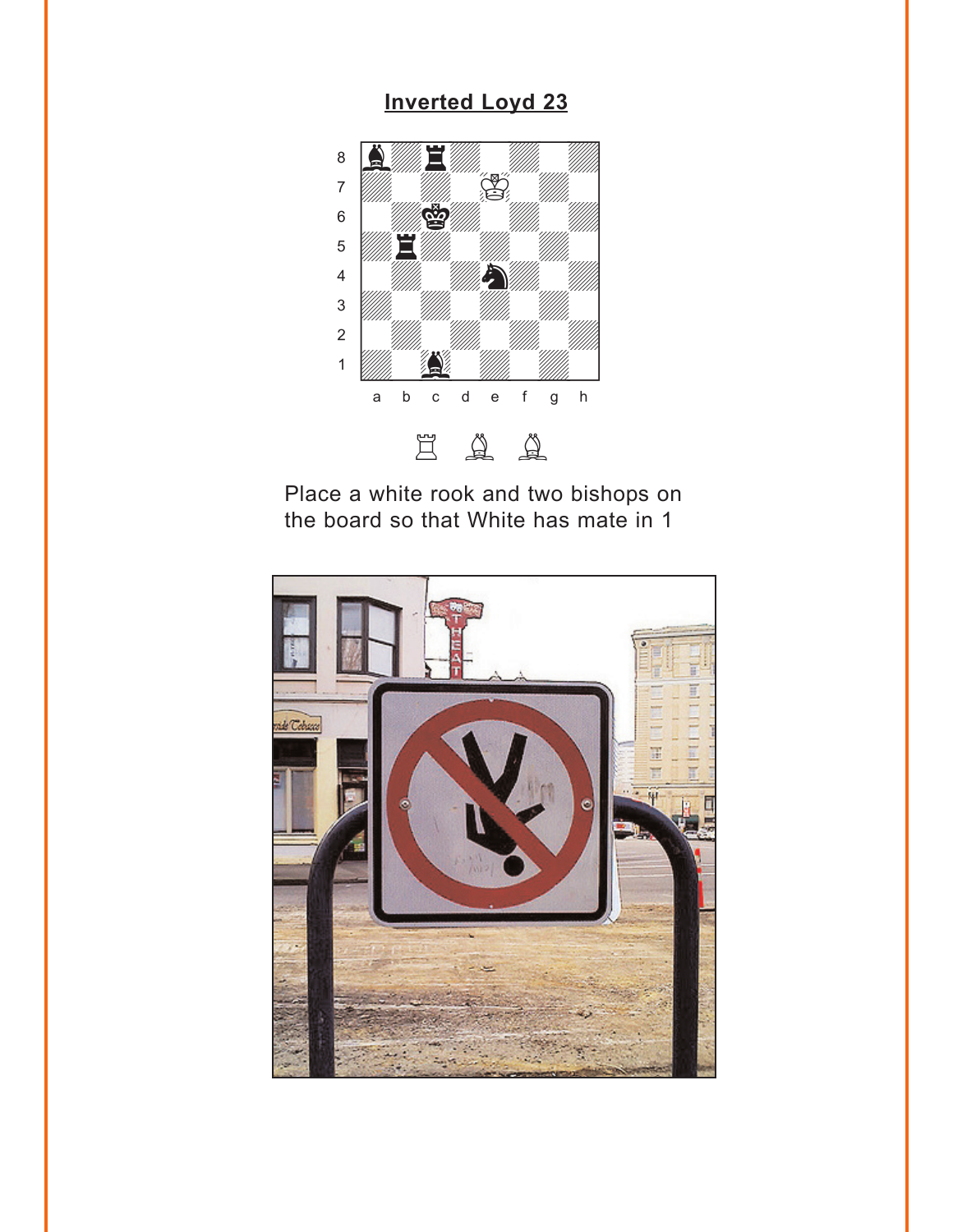## Inverted Loyd 23

Place a white rook and two bishops on the board so that White has mate in 1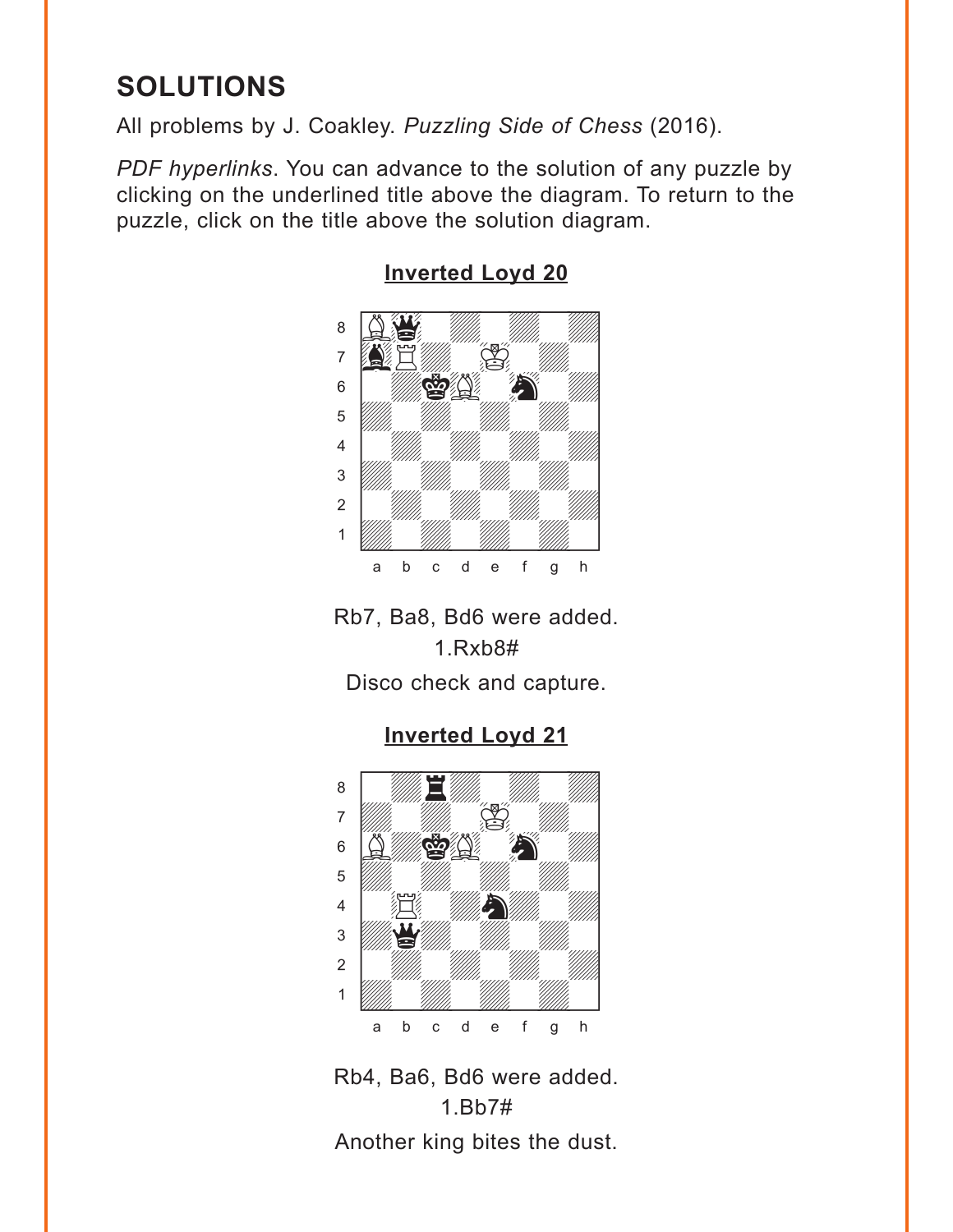## SOLUTIONS

All problems by J. Coakley. *Puzzling Side of Chess* (2016).

*PDF hyperlinks*. You can advance to the solution of any puzzle by clicking on the underlined title above the diagram. To return to the puzzle, click on the title above the solution diagram.

### Inverted Loyd 20

Rb7, Ba8, Bd6 were added.

1.Rxb8#

Disco check and capture.

### Inverted Loyd 21

Rb4, Ba6, Bd6 were added.

1.Bb7#

Another king bites the dust.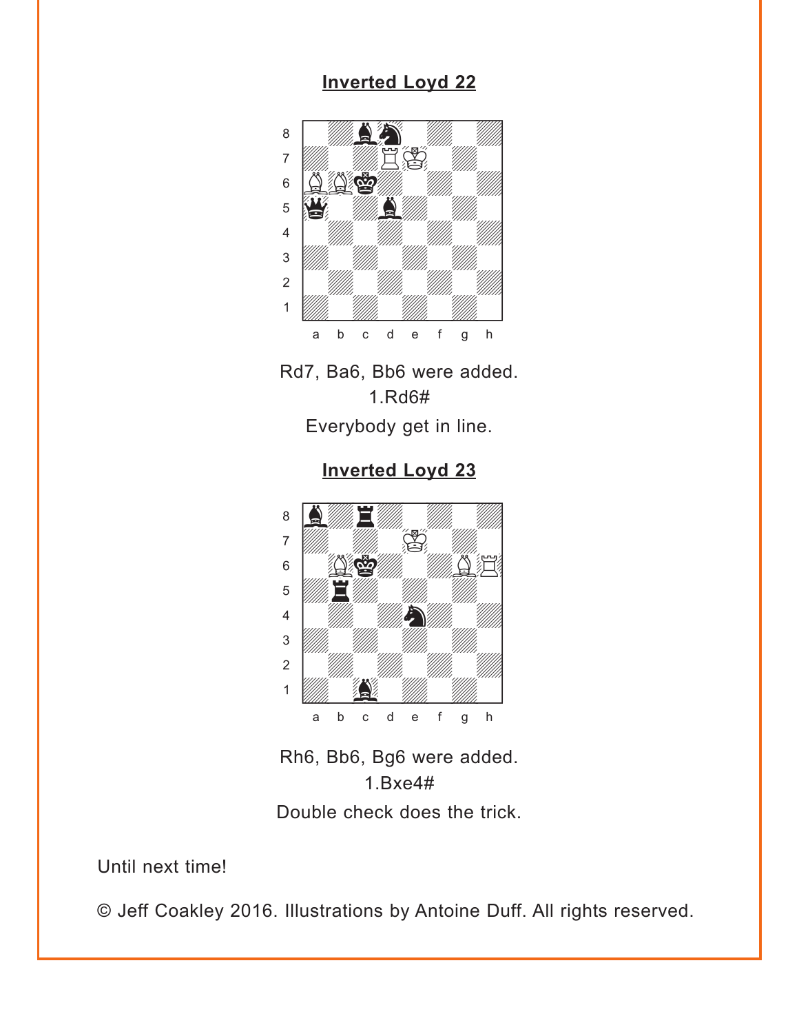## Inverted Loyd 22

Rd7, Ba6, Bb6 were added.

1.Rd6#

Everybody get in line.

## Inverted Loyd 23

Rh6, Bb6, Bg6 were added.

1.Bxe4#

Double check does the trick.

Until next time!

© Jeff Coakley 2016. Illustrations by Antoine Duff. All rights reserved.